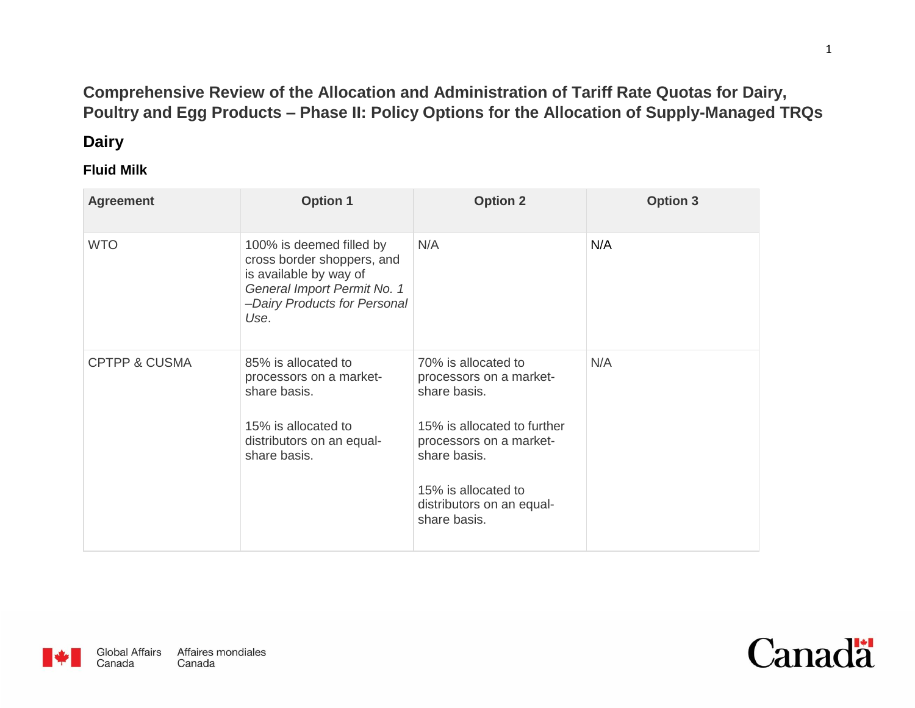# Comprehensive Review of the Allocation and Administration of Tariff Rate Quotas for Dairy, Poultry and Egg Products – Phase II: Policy Options for the Allocation of Supply-Managed TRQs

## Dairy

### Fluid Milk

| Agreement | Option 1 | Option 2 | Option 3 |
|---|---|---|---|
| WTO | 100% is deemed filled by cross border shoppers, and is available by way of *General Import Permit No. 1 –Dairy Products for Personal Use*. | N/A | N/A |
| CPTPP & CUSMA | 85% is allocated to processors on a market-share basis.<br><br>15% is allocated to distributors on an equal-share basis. | 70% is allocated to processors on a market-share basis.<br><br>15% is allocated to further processors on a market-share basis.<br><br>15% is allocated to distributors on an equal-share basis. | N/A |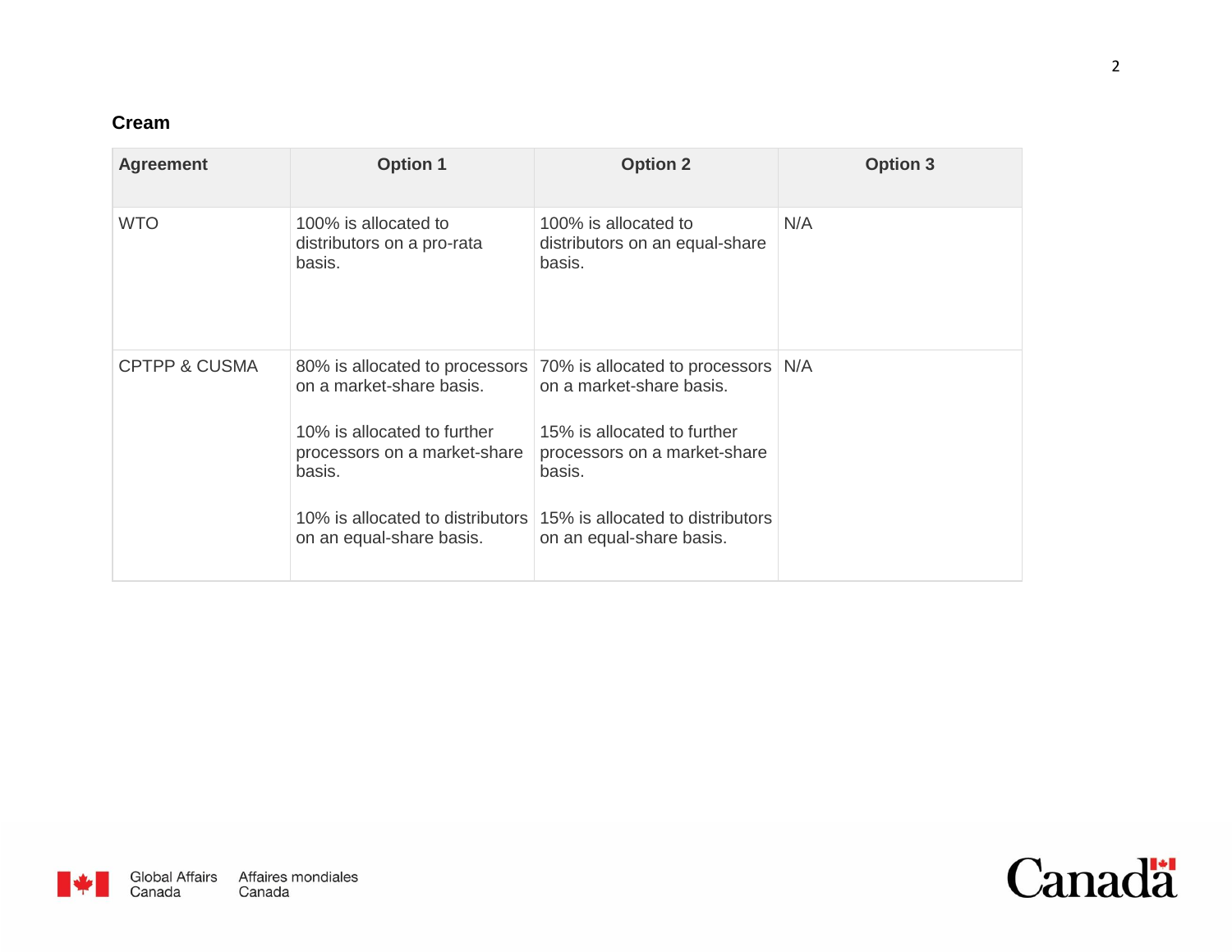### Cream

| Agreement | Option 1 | Option 2 | Option 3 |
| --- | --- | --- | --- |
| WTO | 100% is allocated to distributors on a pro-rata basis. | 100% is allocated to distributors on an equal-share basis. | N/A |
| CPTPP & CUSMA | 80% is allocated to processors on a market-share basis.<br><br>10% is allocated to further processors on a market-share basis.<br><br>10% is allocated to distributors on an equal-share basis. | 70% is allocated to processors on a market-share basis.<br><br>15% is allocated to further processors on a market-share basis.<br><br>15% is allocated to distributors on an equal-share basis. | N/A |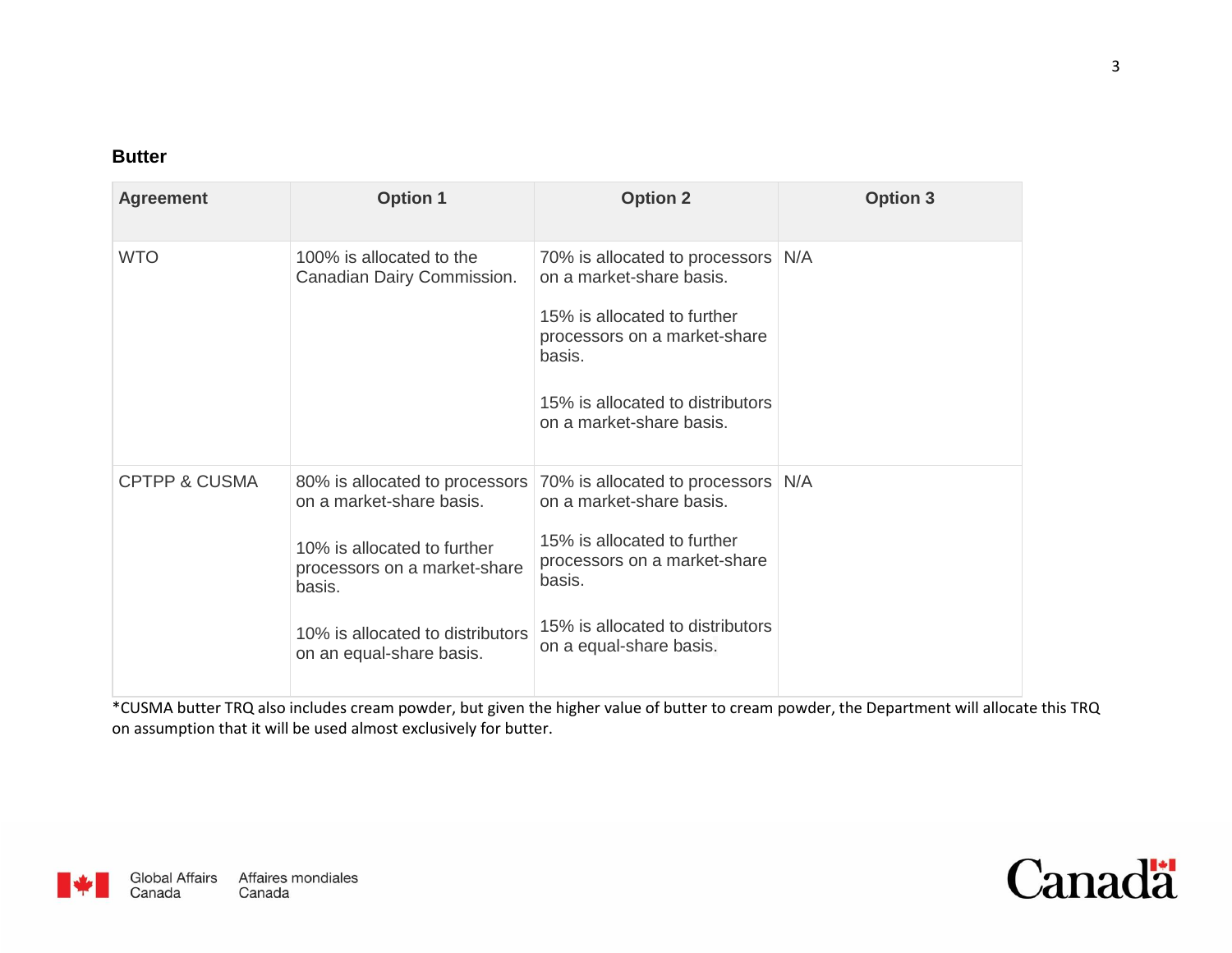### Butter

| Agreement | Option 1 | Option 2 | Option 3 |
| --- | --- | --- | --- |
| WTO | 100% is allocated to the Canadian Dairy Commission. | 70% is allocated to processors on a market-share basis.<br><br>15% is allocated to further processors on a market-share basis.<br><br>15% is allocated to distributors on a market-share basis. | N/A |
| CPTPP & CUSMA | 80% is allocated to processors on a market-share basis.<br><br>10% is allocated to further processors on a market-share basis.<br><br>10% is allocated to distributors on an equal-share basis. | 70% is allocated to processors on a market-share basis.<br><br>15% is allocated to further processors on a market-share basis.<br><br>15% is allocated to distributors on a equal-share basis. | N/A |

*CUSMA butter TRQ also includes cream powder, but given the higher value of butter to cream powder, the Department will allocate this TRQ on assumption that it will be used almost exclusively for butter.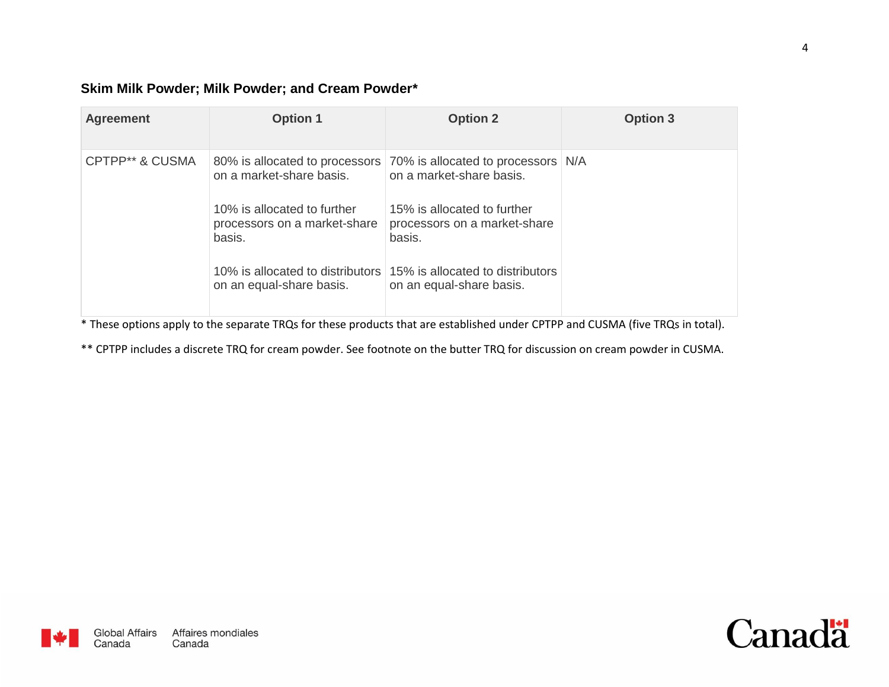### Skim Milk Powder; Milk Powder; and Cream Powder*

| Agreement | Option 1 | Option 2 | Option 3 |
|---|---|---|---|
| CPTPP** & CUSMA | 80% is allocated to processors on a market-share basis.<br><br>10% is allocated to further processors on a market-share basis.<br><br>10% is allocated to distributors on an equal-share basis. | 70% is allocated to processors on a market-share basis.<br><br>15% is allocated to further processors on a market-share basis.<br><br>15% is allocated to distributors on an equal-share basis. | N/A |

* These options apply to the separate TRQs for these products that are established under CPTPP and CUSMA (five TRQs in total).

** CPTPP includes a discrete TRQ for cream powder. See footnote on the butter TRQ for discussion on cream powder in CUSMA.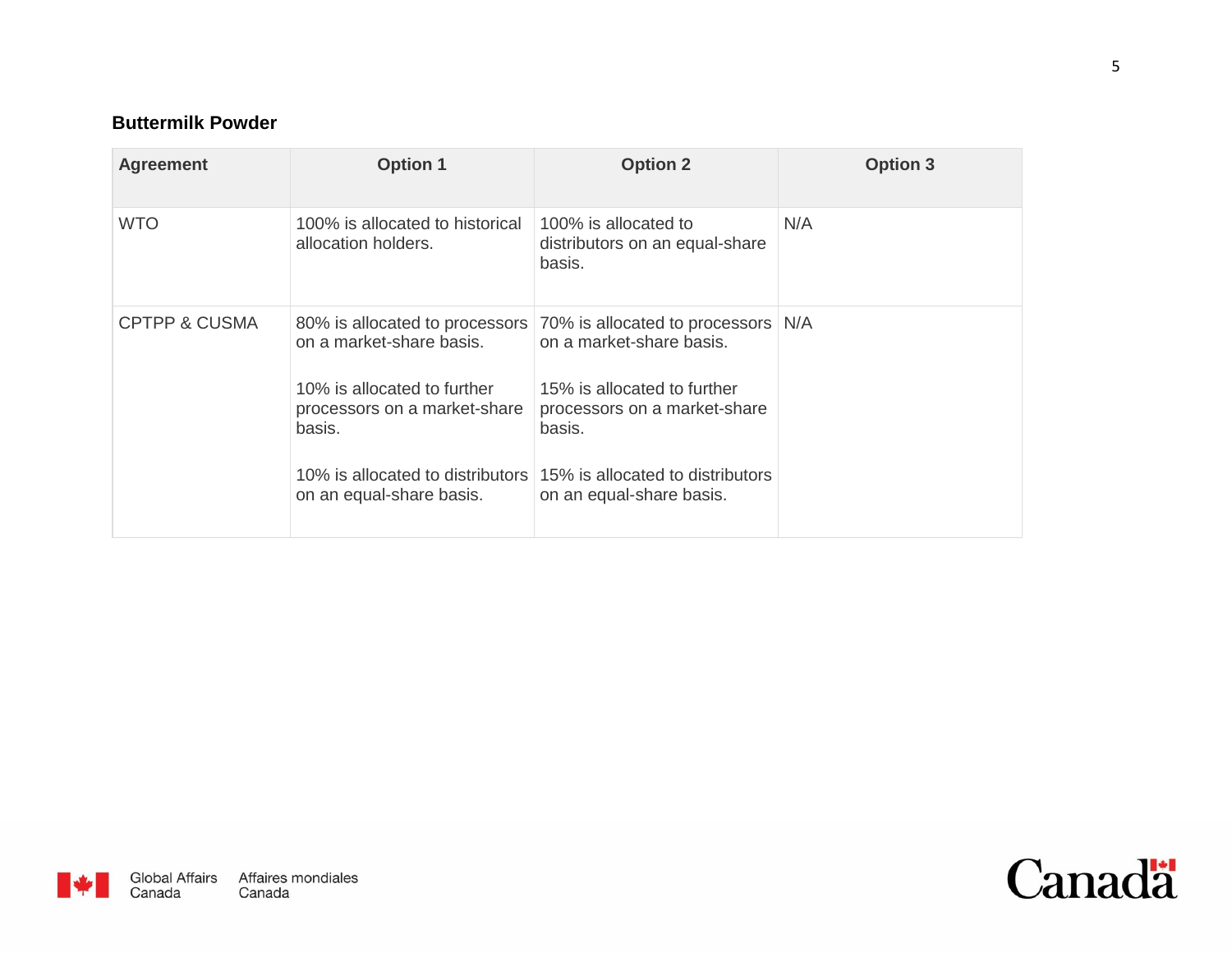### Buttermilk Powder

| Agreement | Option 1 | Option 2 | Option 3 |
| --- | --- | --- | --- |
| WTO | 100% is allocated to historical allocation holders. | 100% is allocated to distributors on an equal-share basis. | N/A |
| CPTPP & CUSMA | 80% is allocated to processors on a market-share basis.<br><br>10% is allocated to further processors on a market-share basis.<br><br>10% is allocated to distributors on an equal-share basis. | 70% is allocated to processors on a market-share basis.<br><br>15% is allocated to further processors on a market-share basis.<br><br>15% is allocated to distributors on an equal-share basis. | N/A |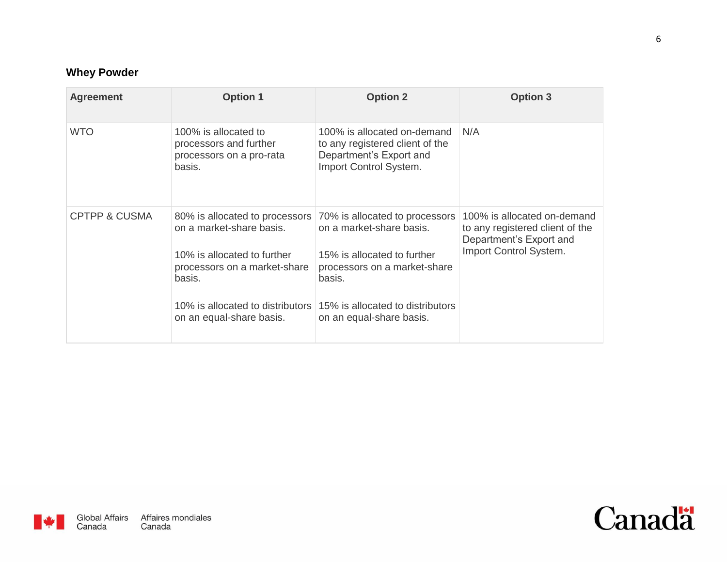### Whey Powder

| Agreement | Option 1 | Option 2 | Option 3 |
|---|---|---|---|
| WTO | 100% is allocated to processors and further processors on a pro-rata basis. | 100% is allocated on-demand to any registered client of the Department's Export and Import Control System. | N/A |
| CPTPP & CUSMA | 80% is allocated to processors on a market-share basis.<br><br>10% is allocated to further processors on a market-share basis.<br><br>10% is allocated to distributors on an equal-share basis. | 70% is allocated to processors on a market-share basis.<br><br>15% is allocated to further processors on a market-share basis.<br><br>15% is allocated to distributors on an equal-share basis. | 100% is allocated on-demand to any registered client of the Department's Export and Import Control System. |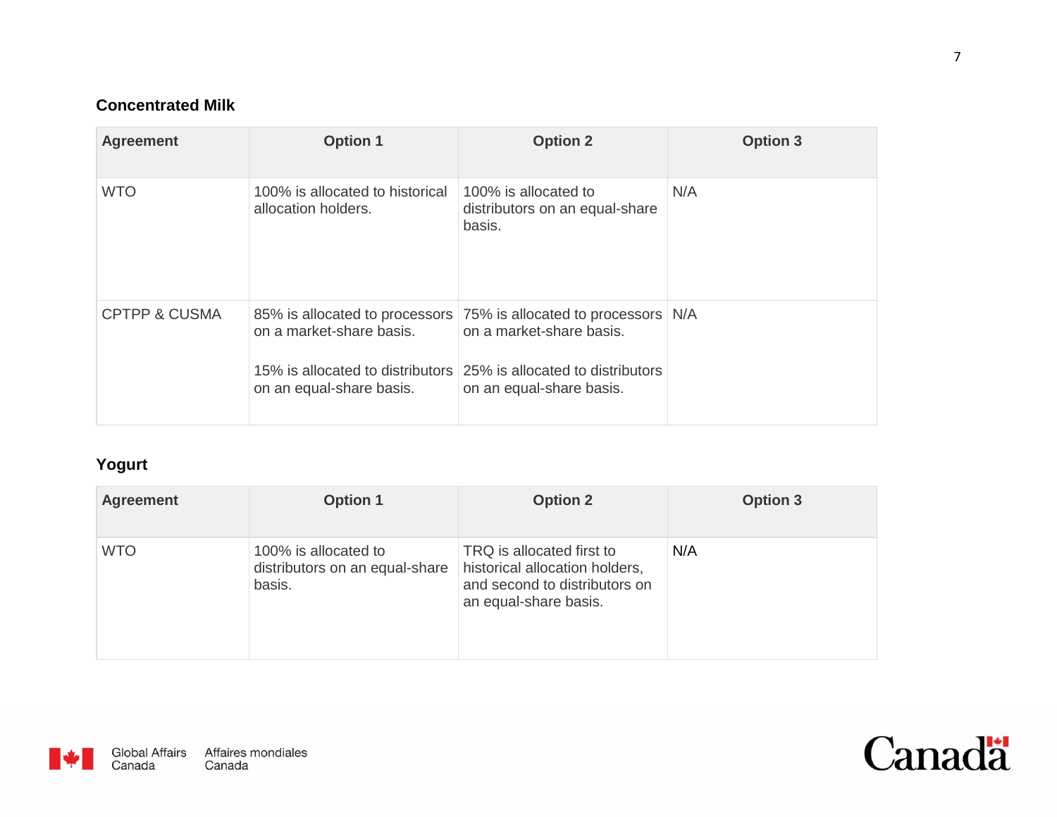### Concentrated Milk

| Agreement | Option 1 | Option 2 | Option 3 |
|---|---|---|---|
| WTO | 100% is allocated to historical allocation holders. | 100% is allocated to distributors on an equal-share basis. | N/A |
| CPTPP & CUSMA | 85% is allocated to processors on a market-share basis.<br><br>15% is allocated to distributors on an equal-share basis. | 75% is allocated to processors on a market-share basis.<br><br>25% is allocated to distributors on an equal-share basis. | N/A |

### Yogurt

| Agreement | Option 1 | Option 2 | Option 3 |
|---|---|---|---|
| WTO | 100% is allocated to distributors on an equal-share basis. | TRQ is allocated first to historical allocation holders, and second to distributors on an equal-share basis. | N/A |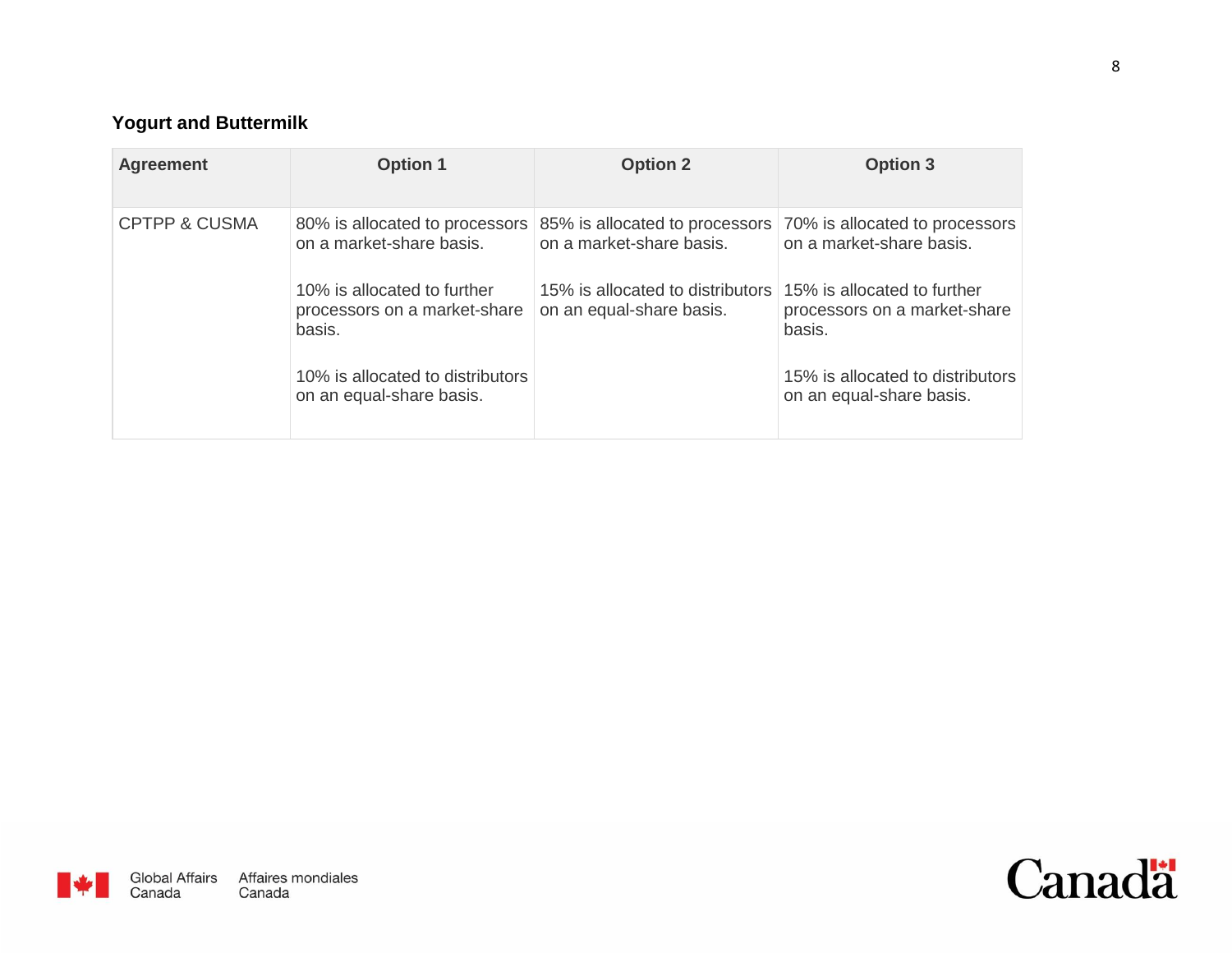### Yogurt and Buttermilk

| Agreement | Option 1 | Option 2 | Option 3 |
|---|---|---|---|
| CPTPP & CUSMA | 80% is allocated to processors on a market-share basis.<br><br>10% is allocated to further processors on a market-share basis.<br><br>10% is allocated to distributors on an equal-share basis. | 85% is allocated to processors on a market-share basis.<br><br>15% is allocated to distributors on an equal-share basis. | 70% is allocated to processors on a market-share basis.<br><br>15% is allocated to further processors on a market-share basis.<br><br>15% is allocated to distributors on an equal-share basis. |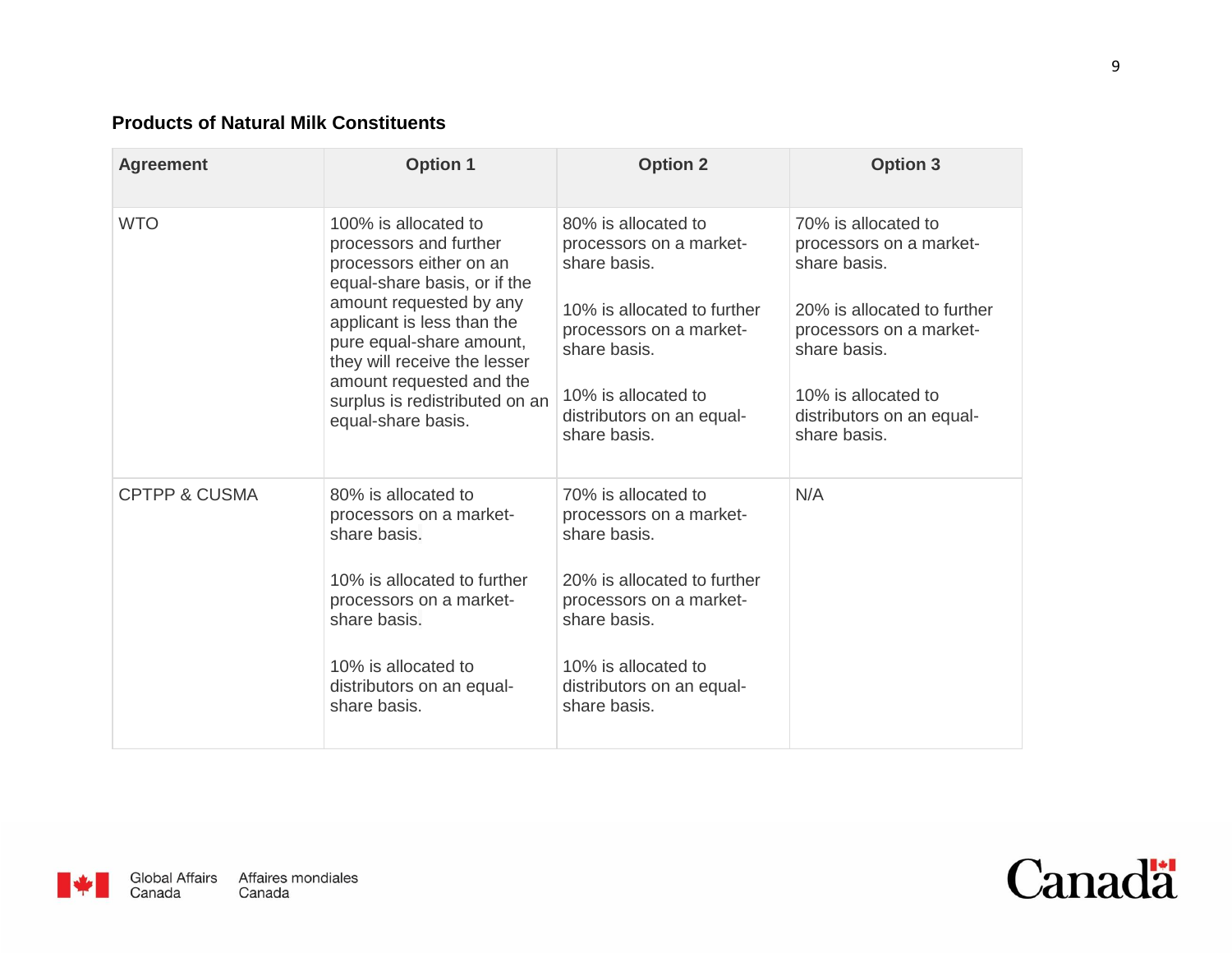### Products of Natural Milk Constituents

| Agreement | Option 1 | Option 2 | Option 3 |
|---|---|---|---|
| WTO | 100% is allocated to processors and further processors either on an equal-share basis, or if the amount requested by any applicant is less than the pure equal-share amount, they will receive the lesser amount requested and the surplus is redistributed on an equal-share basis. | 80% is allocated to processors on a market-share basis.<br><br>10% is allocated to further processors on a market-share basis.<br><br>10% is allocated to distributors on an equal-share basis. | 70% is allocated to processors on a market-share basis.<br><br>20% is allocated to further processors on a market-share basis.<br><br>10% is allocated to distributors on an equal-share basis. |
| CPTPP & CUSMA | 80% is allocated to processors on a market-share basis.<br><br>10% is allocated to further processors on a market-share basis.<br><br>10% is allocated to distributors on an equal-share basis. | 70% is allocated to processors on a market-share basis.<br><br>20% is allocated to further processors on a market-share basis.<br><br>10% is allocated to distributors on an equal-share basis. | N/A |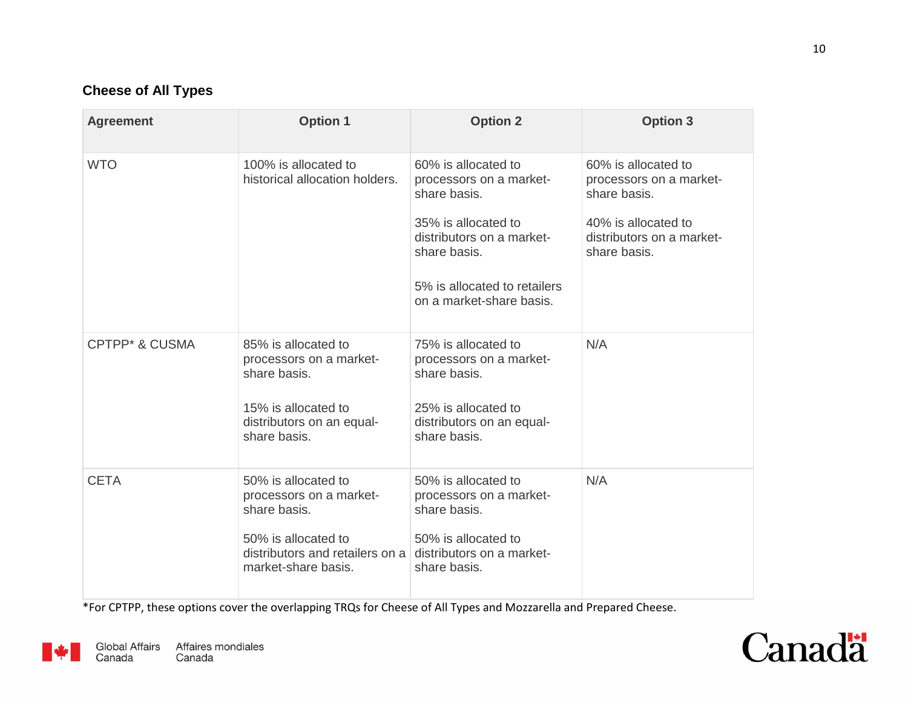### Cheese of All Types

| Agreement | Option 1 | Option 2 | Option 3 |
| --- | --- | --- | --- |
| WTO | 100% is allocated to historical allocation holders. | 60% is allocated to processors on a market-share basis.<br><br>35% is allocated to distributors on a market-share basis.<br><br>5% is allocated to retailers on a market-share basis. | 60% is allocated to processors on a market-share basis.<br><br>40% is allocated to distributors on a market-share basis. |
| CPTPP* & CUSMA | 85% is allocated to processors on a market-share basis.<br><br>15% is allocated to distributors on an equal-share basis. | 75% is allocated to processors on a market-share basis.<br><br>25% is allocated to distributors on an equal-share basis. | N/A |
| CETA | 50% is allocated to processors on a market-share basis.<br><br>50% is allocated to distributors and retailers on a market-share basis. | 50% is allocated to processors on a market-share basis.<br><br>50% is allocated to distributors on a market-share basis. | N/A |

*For CPTPP, these options cover the overlapping TRQs for Cheese of All Types and Mozzarella and Prepared Cheese.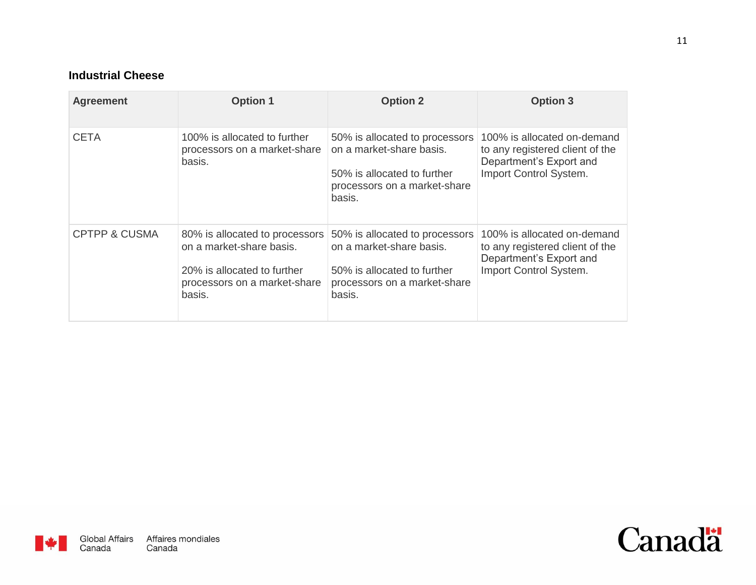### Industrial Cheese

| Agreement | Option 1 | Option 2 | Option 3 |
|---|---|---|---|
| CETA | 100% is allocated to further processors on a market-share basis. | 50% is allocated to processors on a market-share basis.<br><br>50% is allocated to further processors on a market-share basis. | 100% is allocated on-demand to any registered client of the Department's Export and Import Control System. |
| CPTPP & CUSMA | 80% is allocated to processors on a market-share basis.<br><br>20% is allocated to further processors on a market-share basis. | 50% is allocated to processors on a market-share basis.<br><br>50% is allocated to further processors on a market-share basis. | 100% is allocated on-demand to any registered client of the Department's Export and Import Control System. |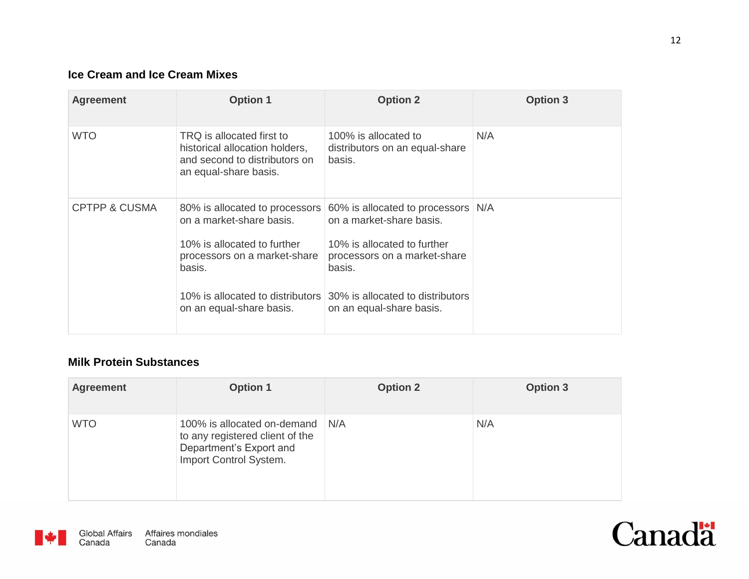### Ice Cream and Ice Cream Mixes

| Agreement | Option 1 | Option 2 | Option 3 |
|---|---|---|---|
| WTO | TRQ is allocated first to historical allocation holders, and second to distributors on an equal-share basis. | 100% is allocated to distributors on an equal-share basis. | N/A |
| CPTPP & CUSMA | 80% is allocated to processors on a market-share basis.<br><br>10% is allocated to further processors on a market-share basis.<br><br>10% is allocated to distributors on an equal-share basis. | 60% is allocated to processors on a market-share basis.<br><br>10% is allocated to further processors on a market-share basis.<br><br>30% is allocated to distributors on an equal-share basis. | N/A |

### Milk Protein Substances

| Agreement | Option 1 | Option 2 | Option 3 |
|---|---|---|---|
| WTO | 100% is allocated on-demand to any registered client of the Department's Export and Import Control System. | N/A | N/A |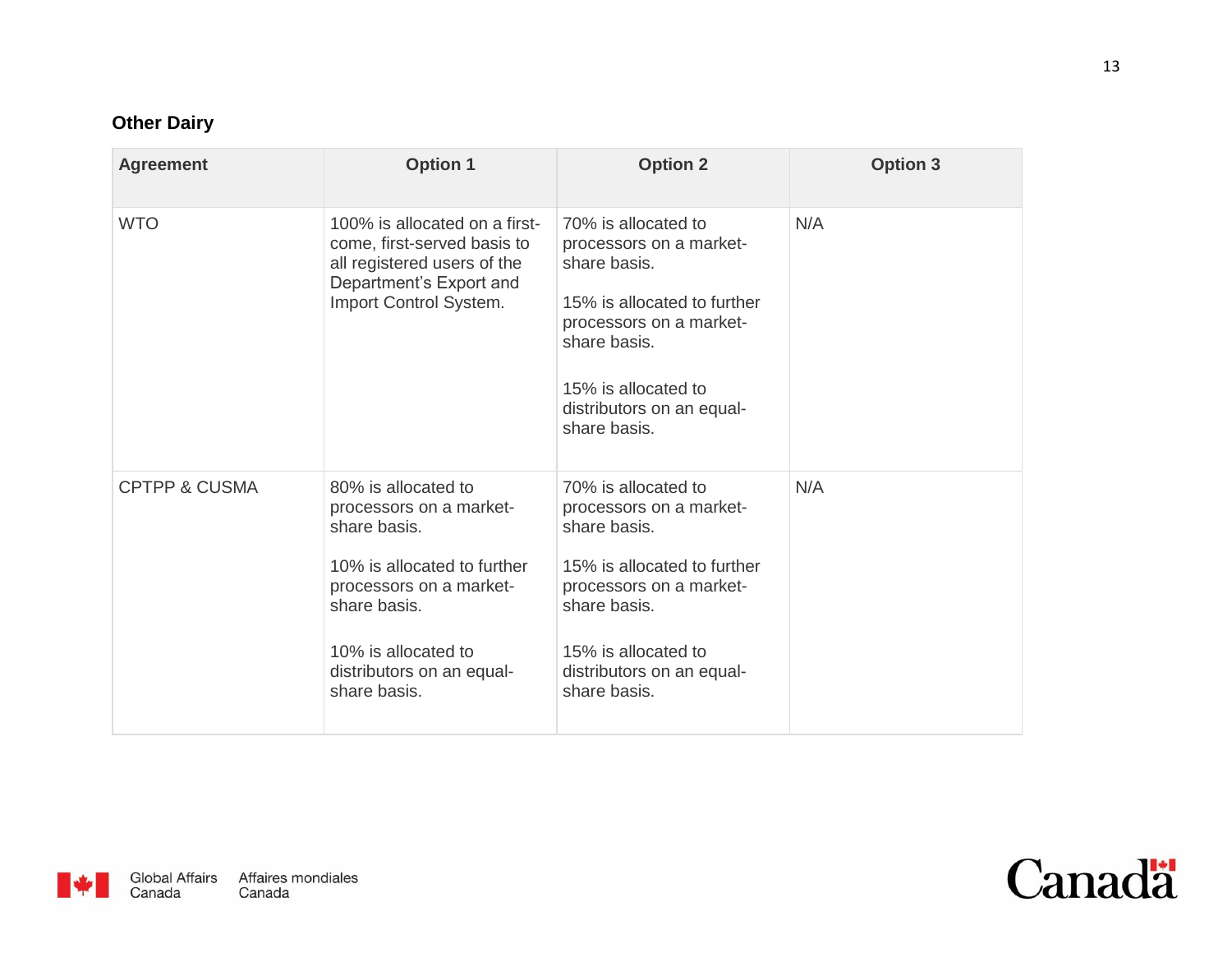### Other Dairy

| Agreement | Option 1 | Option 2 | Option 3 |
|---|---|---|---|
| WTO | 100% is allocated on a first-come, first-served basis to all registered users of the Department's Export and Import Control System. | 70% is allocated to processors on a market-share basis.<br><br>15% is allocated to further processors on a market-share basis.<br><br>15% is allocated to distributors on an equal-share basis. | N/A |
| CPTPP & CUSMA | 80% is allocated to processors on a market-share basis.<br><br>10% is allocated to further processors on a market-share basis.<br><br>10% is allocated to distributors on an equal-share basis. | 70% is allocated to processors on a market-share basis.<br><br>15% is allocated to further processors on a market-share basis.<br><br>15% is allocated to distributors on an equal-share basis. | N/A |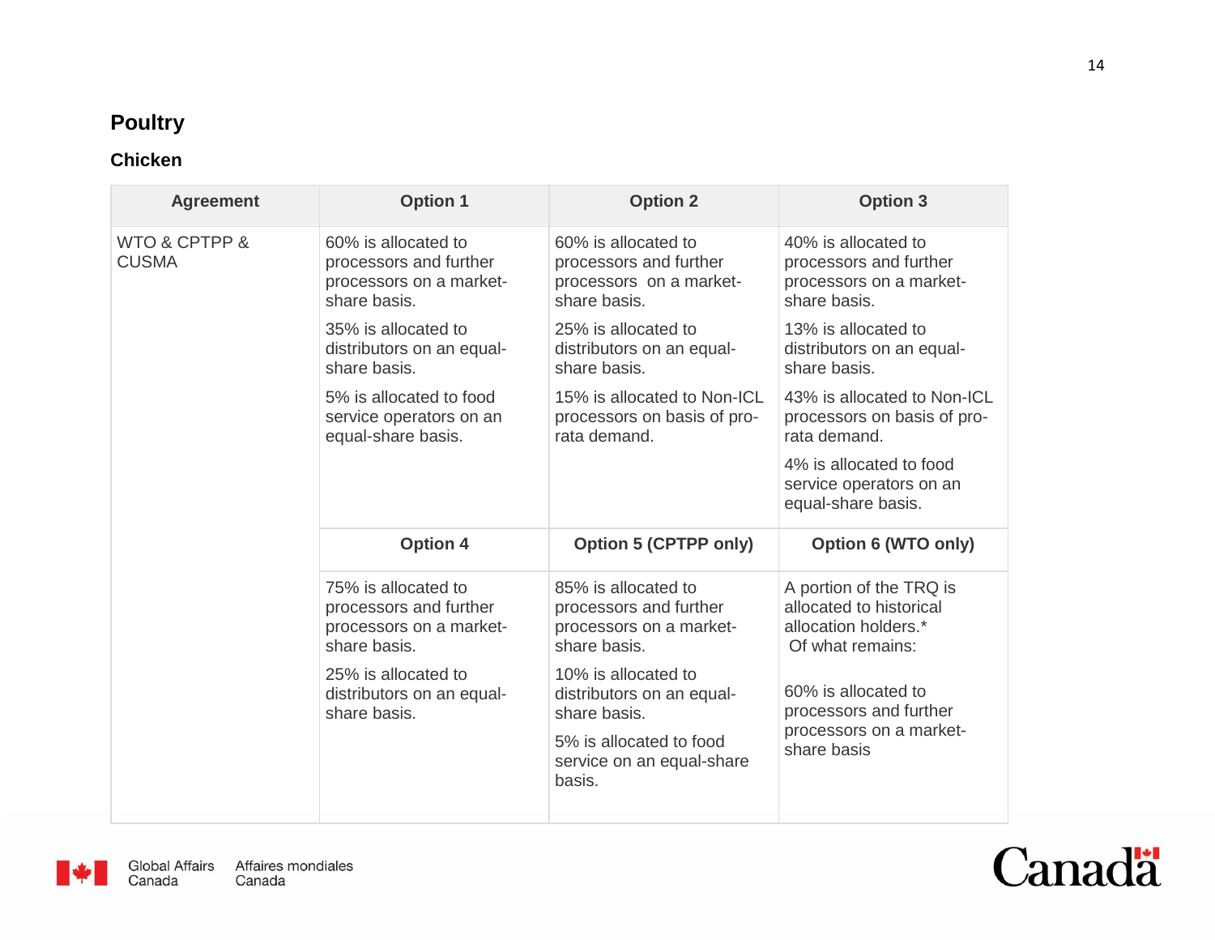## Poultry

### Chicken

| Agreement | Option 1 | Option 2 | Option 3 |
|---|---|---|---|
| WTO & CPTPP & CUSMA | 60% is allocated to processors and further processors on a market-share basis.<br><br>35% is allocated to distributors on an equal-share basis.<br><br>5% is allocated to food service operators on an equal-share basis. | 60% is allocated to processors and further processors on a market-share basis.<br><br>25% is allocated to distributors on an equal-share basis.<br><br>15% is allocated to Non-ICL processors on basis of pro-rata demand. | 40% is allocated to processors and further processors on a market-share basis.<br><br>13% is allocated to distributors on an equal-share basis.<br><br>43% is allocated to Non-ICL processors on basis of pro-rata demand.<br><br>4% is allocated to food service operators on an equal-share basis. |
| | **Option 4** | **Option 5 (CPTPP only)** | **Option 6 (WTO only)** |
| | 75% is allocated to processors and further processors on a market-share basis.<br><br>25% is allocated to distributors on an equal-share basis. | 85% is allocated to processors and further processors on a market-share basis.<br><br>10% is allocated to distributors on an equal-share basis.<br><br>5% is allocated to food service on an equal-share basis. | A portion of the TRQ is allocated to historical allocation holders.*<br>Of what remains:<br><br>60% is allocated to processors and further processors on a market-share basis |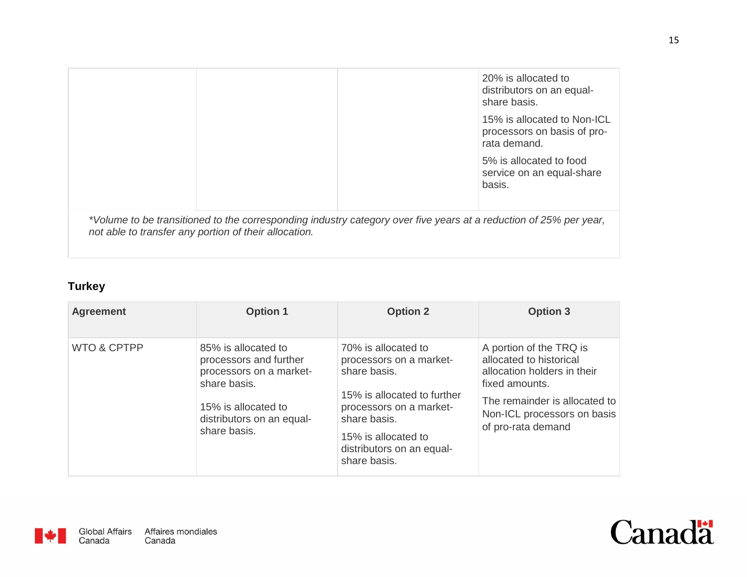|  |  |  | 20% is allocated to distributors on an equal-share basis.<br><br>15% is allocated to Non-ICL processors on basis of pro-rata demand.<br><br>5% is allocated to food service on an equal-share basis. |
|---|---|---|---|

*\*Volume to be transitioned to the corresponding industry category over five years at a reduction of 25% per year, not able to transfer any portion of their allocation.*

### Turkey

| Agreement | Option 1 | Option 2 | Option 3 |
|---|---|---|---|
| WTO & CPTPP | 85% is allocated to processors and further processors on a market-share basis.<br><br>15% is allocated to distributors on an equal-share basis. | 70% is allocated to processors on a market-share basis.<br><br>15% is allocated to further processors on a market-share basis.<br><br>15% is allocated to distributors on an equal-share basis. | A portion of the TRQ is allocated to historical allocation holders in their fixed amounts.<br><br>The remainder is allocated to Non-ICL processors on basis of pro-rata demand |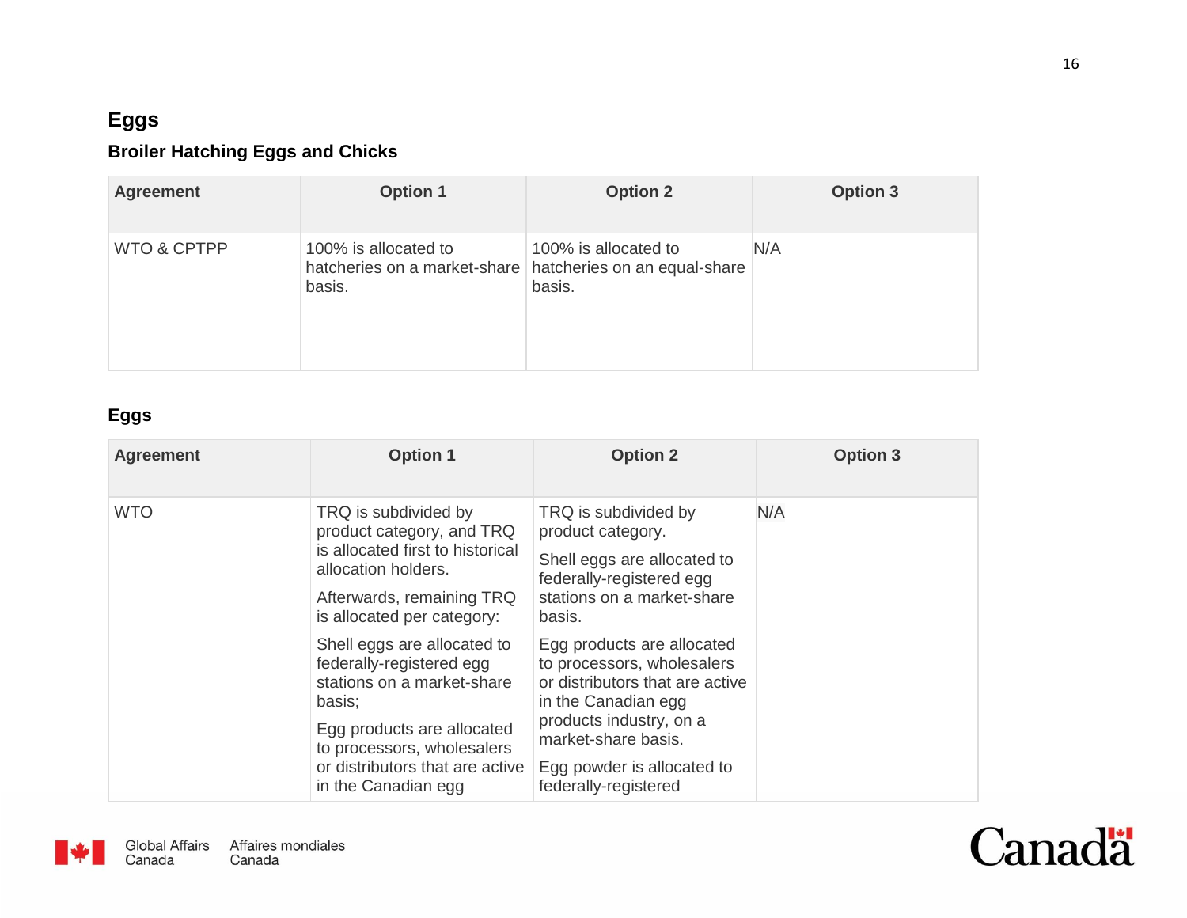## Eggs

### Broiler Hatching Eggs and Chicks

| Agreement | Option 1 | Option 2 | Option 3 |
|---|---|---|---|
| WTO & CPTPP | 100% is allocated to hatcheries on a market-share basis. | 100% is allocated to hatcheries on an equal-share basis. | N/A |

### Eggs

| Agreement | Option 1 | Option 2 | Option 3 |
|---|---|---|---|
| WTO | TRQ is subdivided by product category, and TRQ is allocated first to historical allocation holders.<br><br>Afterwards, remaining TRQ is allocated per category:<br><br>Shell eggs are allocated to federally-registered egg stations on a market-share basis;<br><br>Egg products are allocated to processors, wholesalers or distributors that are active in the Canadian egg | TRQ is subdivided by product category.<br><br>Shell eggs are allocated to federally-registered egg stations on a market-share basis.<br><br>Egg products are allocated to processors, wholesalers or distributors that are active in the Canadian egg products industry, on a market-share basis.<br><br>Egg powder is allocated to federally-registered | N/A |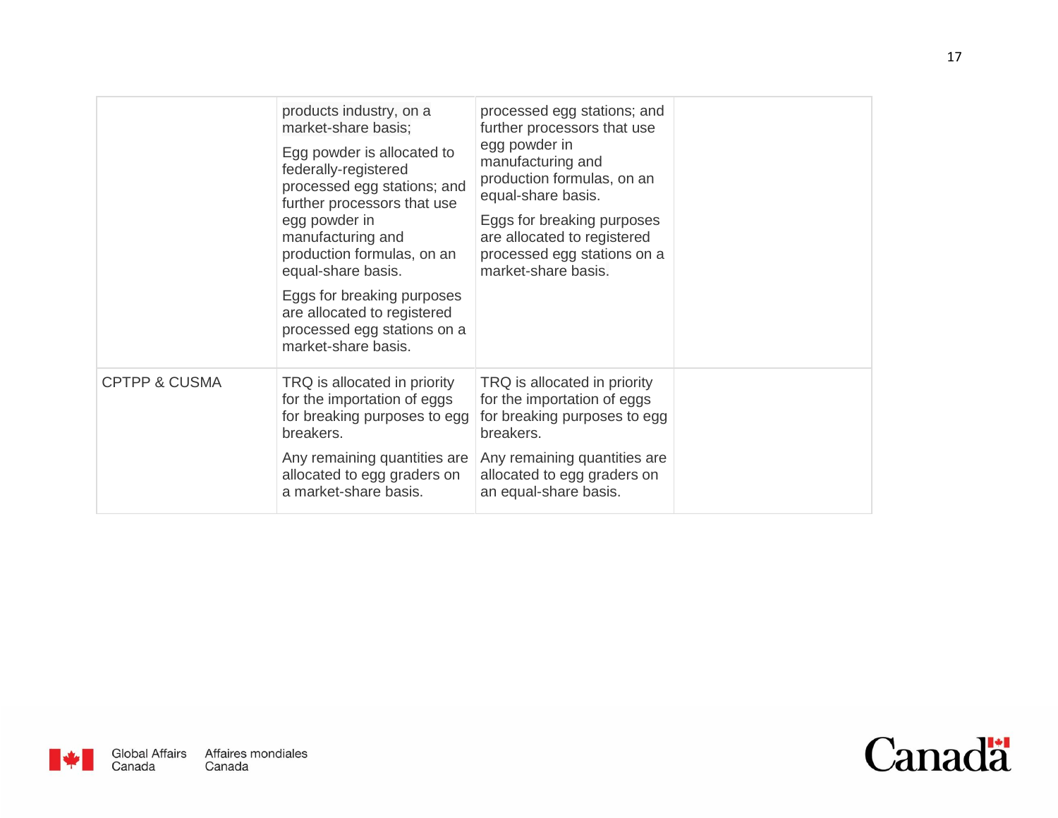| | | | |
|---|---|---|---|
| | products industry, on a market-share basis;<br><br>Egg powder is allocated to federally-registered processed egg stations; and further processors that use egg powder in manufacturing and production formulas, on an equal-share basis.<br><br>Eggs for breaking purposes are allocated to registered processed egg stations on a market-share basis. | processed egg stations; and further processors that use egg powder in manufacturing and production formulas, on an equal-share basis.<br><br>Eggs for breaking purposes are allocated to registered processed egg stations on a market-share basis. | |
| CPTPP & CUSMA | TRQ is allocated in priority for the importation of eggs for breaking purposes to egg breakers.<br><br>Any remaining quantities are allocated to egg graders on a market-share basis. | TRQ is allocated in priority for the importation of eggs for breaking purposes to egg breakers.<br><br>Any remaining quantities are allocated to egg graders on an equal-share basis. | |